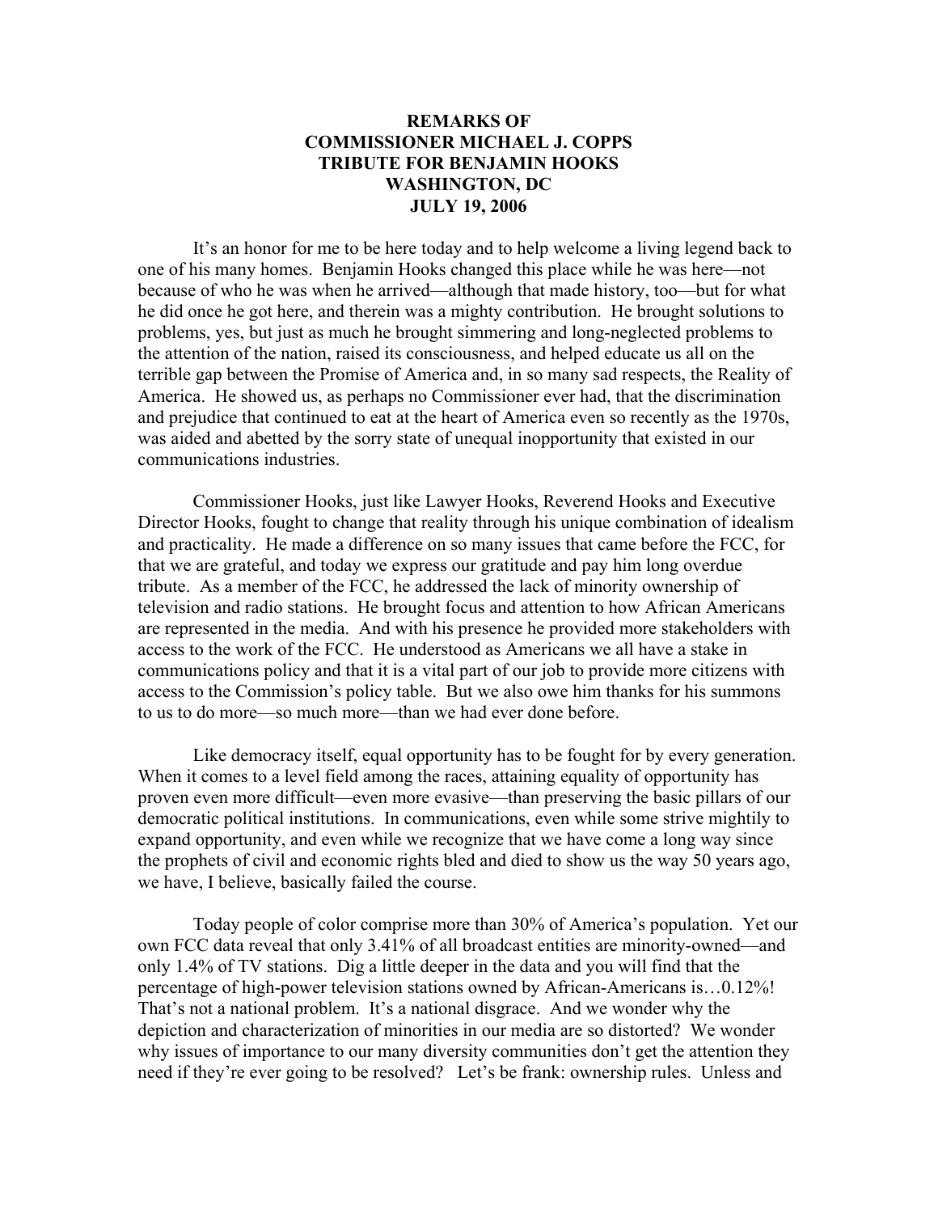**REMARKS OF**
**COMMISSIONER MICHAEL J. COPPS**
**TRIBUTE FOR BENJAMIN HOOKS**
**WASHINGTON, DC**
**JULY 19, 2006**

It's an honor for me to be here today and to help welcome a living legend back to one of his many homes. Benjamin Hooks changed this place while he was here—not because of who he was when he arrived—although that made history, too—but for what he did once he got here, and therein was a mighty contribution. He brought solutions to problems, yes, but just as much he brought simmering and long-neglected problems to the attention of the nation, raised its consciousness, and helped educate us all on the terrible gap between the Promise of America and, in so many sad respects, the Reality of America. He showed us, as perhaps no Commissioner ever had, that the discrimination and prejudice that continued to eat at the heart of America even so recently as the 1970s, was aided and abetted by the sorry state of unequal inopportunity that existed in our communications industries.

Commissioner Hooks, just like Lawyer Hooks, Reverend Hooks and Executive Director Hooks, fought to change that reality through his unique combination of idealism and practicality. He made a difference on so many issues that came before the FCC, for that we are grateful, and today we express our gratitude and pay him long overdue tribute. As a member of the FCC, he addressed the lack of minority ownership of television and radio stations. He brought focus and attention to how African Americans are represented in the media. And with his presence he provided more stakeholders with access to the work of the FCC. He understood as Americans we all have a stake in communications policy and that it is a vital part of our job to provide more citizens with access to the Commission's policy table. But we also owe him thanks for his summons to us to do more—so much more—than we had ever done before.

Like democracy itself, equal opportunity has to be fought for by every generation. When it comes to a level field among the races, attaining equality of opportunity has proven even more difficult—even more evasive—than preserving the basic pillars of our democratic political institutions. In communications, even while some strive mightily to expand opportunity, and even while we recognize that we have come a long way since the prophets of civil and economic rights bled and died to show us the way 50 years ago, we have, I believe, basically failed the course.

Today people of color comprise more than 30% of America's population. Yet our own FCC data reveal that only 3.41% of all broadcast entities are minority-owned—and only 1.4% of TV stations. Dig a little deeper in the data and you will find that the percentage of high-power television stations owned by African-Americans is…0.12%! That's not a national problem. It's a national disgrace. And we wonder why the depiction and characterization of minorities in our media are so distorted? We wonder why issues of importance to our many diversity communities don't get the attention they need if they're ever going to be resolved? Let's be frank: ownership rules. Unless and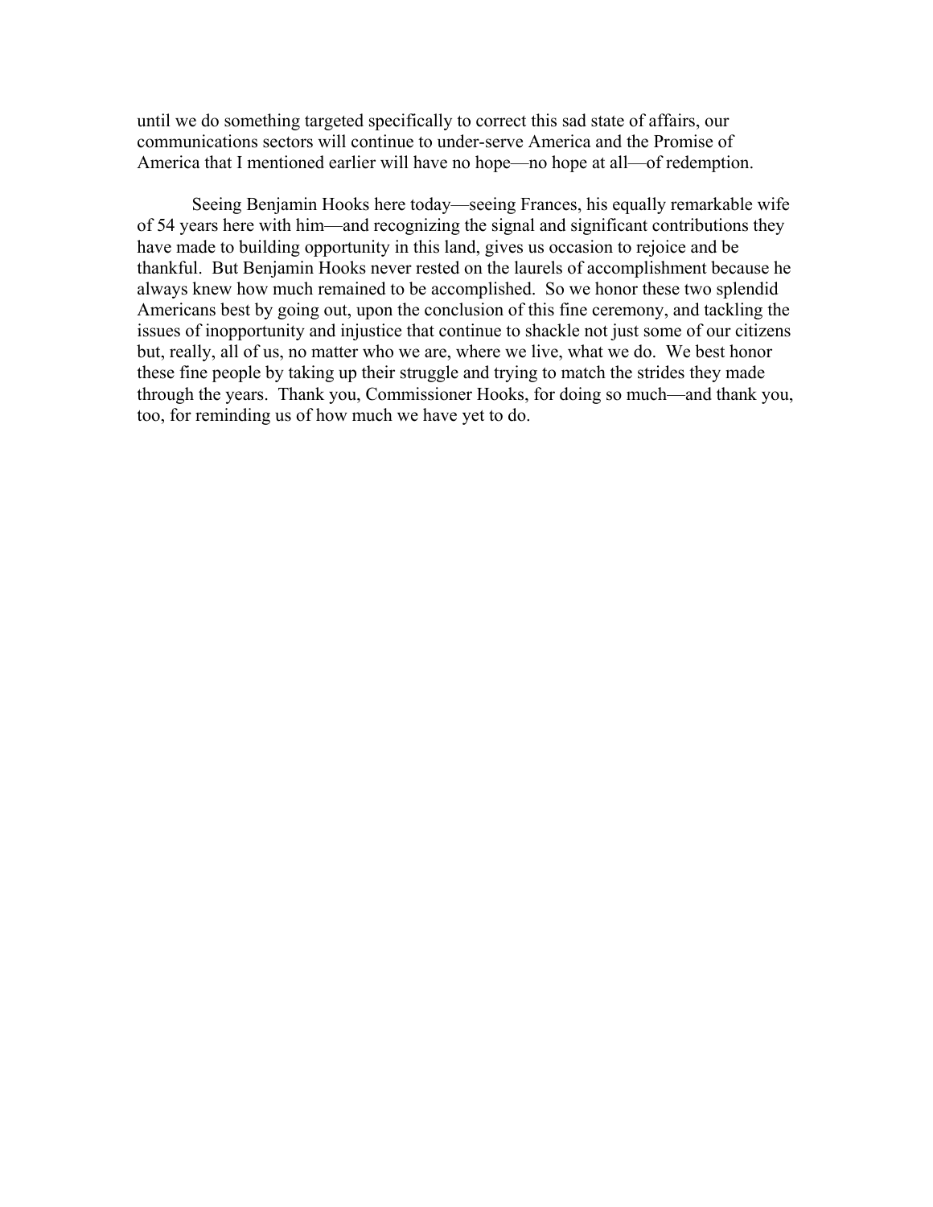until we do something targeted specifically to correct this sad state of affairs, our communications sectors will continue to under-serve America and the Promise of America that I mentioned earlier will have no hope—no hope at all—of redemption.

Seeing Benjamin Hooks here today—seeing Frances, his equally remarkable wife of 54 years here with him—and recognizing the signal and significant contributions they have made to building opportunity in this land, gives us occasion to rejoice and be thankful. But Benjamin Hooks never rested on the laurels of accomplishment because he always knew how much remained to be accomplished. So we honor these two splendid Americans best by going out, upon the conclusion of this fine ceremony, and tackling the issues of inopportunity and injustice that continue to shackle not just some of our citizens but, really, all of us, no matter who we are, where we live, what we do. We best honor these fine people by taking up their struggle and trying to match the strides they made through the years. Thank you, Commissioner Hooks, for doing so much—and thank you, too, for reminding us of how much we have yet to do.